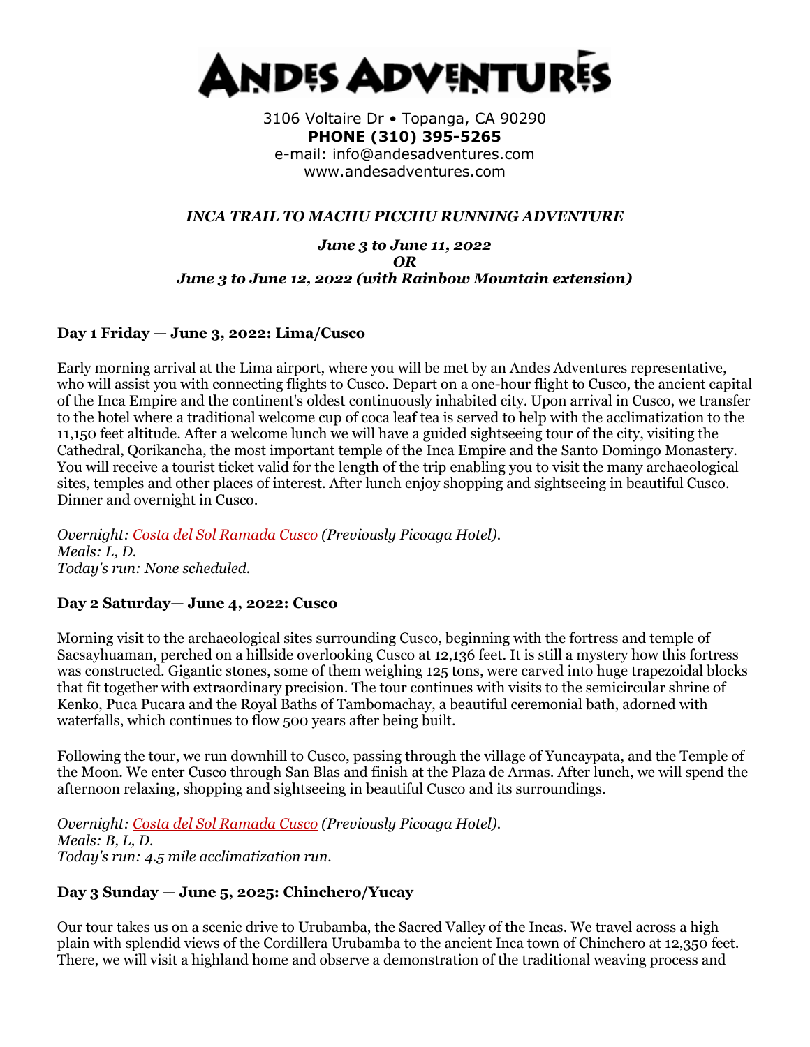# ANDES ADVENTURES

3106 Voltaire Dr • Topanga, CA 90290
**PHONE (310) 395-5265**
e-mail: info@andesadventures.com
www.andesadventures.com

## *INCA TRAIL TO MACHU PICCHU RUNNING ADVENTURE*

***June 3 to June 11, 2022***
***OR***
***June 3 to June 12, 2022 (with Rainbow Mountain extension)***

### Day 1 Friday — June 3, 2022: Lima/Cusco

Early morning arrival at the Lima airport, where you will be met by an Andes Adventures representative, who will assist you with connecting flights to Cusco. Depart on a one-hour flight to Cusco, the ancient capital of the Inca Empire and the continent's oldest continuously inhabited city. Upon arrival in Cusco, we transfer to the hotel where a traditional welcome cup of coca leaf tea is served to help with the acclimatization to the 11,150 feet altitude. After a welcome lunch we will have a guided sightseeing tour of the city, visiting the Cathedral, Qorikancha, the most important temple of the Inca Empire and the Santo Domingo Monastery. You will receive a tourist ticket valid for the length of the trip enabling you to visit the many archaeological sites, temples and other places of interest. After lunch enjoy shopping and sightseeing in beautiful Cusco. Dinner and overnight in Cusco.

*Overnight: Costa del Sol Ramada Cusco (Previously Picoaga Hotel).*
*Meals: L, D.*
*Today's run: None scheduled.*

### Day 2 Saturday— June 4, 2022: Cusco

Morning visit to the archaeological sites surrounding Cusco, beginning with the fortress and temple of Sacsayhuaman, perched on a hillside overlooking Cusco at 12,136 feet. It is still a mystery how this fortress was constructed. Gigantic stones, some of them weighing 125 tons, were carved into huge trapezoidal blocks that fit together with extraordinary precision. The tour continues with visits to the semicircular shrine of Kenko, Puca Pucara and the Royal Baths of Tambomachay, a beautiful ceremonial bath, adorned with waterfalls, which continues to flow 500 years after being built.

Following the tour, we run downhill to Cusco, passing through the village of Yuncaypata, and the Temple of the Moon. We enter Cusco through San Blas and finish at the Plaza de Armas. After lunch, we will spend the afternoon relaxing, shopping and sightseeing in beautiful Cusco and its surroundings.

*Overnight: Costa del Sol Ramada Cusco (Previously Picoaga Hotel).*
*Meals: B, L, D.*
*Today's run: 4.5 mile acclimatization run.*

### Day 3 Sunday — June 5, 2025: Chinchero/Yucay

Our tour takes us on a scenic drive to Urubamba, the Sacred Valley of the Incas. We travel across a high plain with splendid views of the Cordillera Urubamba to the ancient Inca town of Chinchero at 12,350 feet. There, we will visit a highland home and observe a demonstration of the traditional weaving process and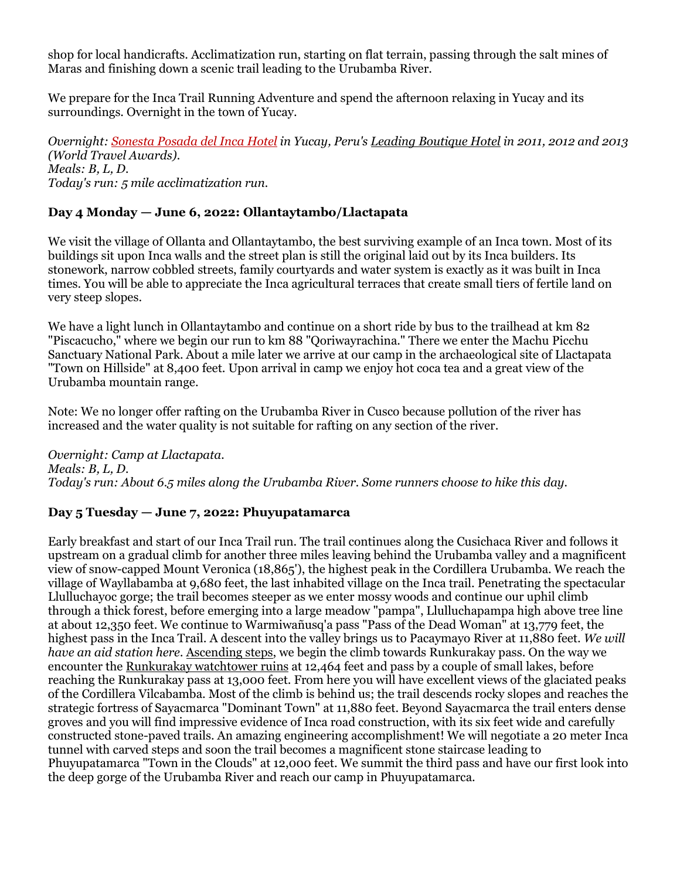shop for local handicrafts. Acclimatization run, starting on flat terrain, passing through the salt mines of Maras and finishing down a scenic trail leading to the Urubamba River.

We prepare for the Inca Trail Running Adventure and spend the afternoon relaxing in Yucay and its surroundings. Overnight in the town of Yucay.

*Overnight: Sonesta Posada del Inca Hotel in Yucay, Peru's Leading Boutique Hotel in 2011, 2012 and 2013 (World Travel Awards).*
*Meals: B, L, D.*
*Today's run: 5 mile acclimatization run.*

### Day 4 Monday — June 6, 2022: Ollantaytambo/Llactapata

We visit the village of Ollanta and Ollantaytambo, the best surviving example of an Inca town. Most of its buildings sit upon Inca walls and the street plan is still the original laid out by its Inca builders. Its stonework, narrow cobbled streets, family courtyards and water system is exactly as it was built in Inca times. You will be able to appreciate the Inca agricultural terraces that create small tiers of fertile land on very steep slopes.

We have a light lunch in Ollantaytambo and continue on a short ride by bus to the trailhead at km 82 "Piscacucho," where we begin our run to km 88 "Qoriwayrachina." There we enter the Machu Picchu Sanctuary National Park. About a mile later we arrive at our camp in the archaeological site of Llactapata "Town on Hillside" at 8,400 feet. Upon arrival in camp we enjoy hot coca tea and a great view of the Urubamba mountain range.

Note: We no longer offer rafting on the Urubamba River in Cusco because pollution of the river has increased and the water quality is not suitable for rafting on any section of the river.

*Overnight: Camp at Llactapata.*
*Meals: B, L, D.*
*Today's run: About 6.5 miles along the Urubamba River. Some runners choose to hike this day.*

### Day 5 Tuesday — June 7, 2022: Phuyupatamarca

Early breakfast and start of our Inca Trail run. The trail continues along the Cusichaca River and follows it upstream on a gradual climb for another three miles leaving behind the Urubamba valley and a magnificent view of snow-capped Mount Veronica (18,865'), the highest peak in the Cordillera Urubamba. We reach the village of Wayllabamba at 9,680 feet, the last inhabited village on the Inca trail. Penetrating the spectacular Llulluchayoc gorge; the trail becomes steeper as we enter mossy woods and continue our uphil climb through a thick forest, before emerging into a large meadow "pampa", Llulluchapampa high above tree line at about 12,350 feet. We continue to Warmiwañusq'a pass "Pass of the Dead Woman" at 13,779 feet, the highest pass in the Inca Trail. A descent into the valley brings us to Pacaymayo River at 11,880 feet. *We will have an aid station here*. Ascending steps, we begin the climb towards Runkurakay pass. On the way we encounter the Runkurakay watchtower ruins at 12,464 feet and pass by a couple of small lakes, before reaching the Runkurakay pass at 13,000 feet. From here you will have excellent views of the glaciated peaks of the Cordillera Vilcabamba. Most of the climb is behind us; the trail descends rocky slopes and reaches the strategic fortress of Sayacmarca "Dominant Town" at 11,880 feet. Beyond Sayacmarca the trail enters dense groves and you will find impressive evidence of Inca road construction, with its six feet wide and carefully constructed stone-paved trails. An amazing engineering accomplishment! We will negotiate a 20 meter Inca tunnel with carved steps and soon the trail becomes a magnificent stone staircase leading to Phuyupatamarca "Town in the Clouds" at 12,000 feet. We summit the third pass and have our first look into the deep gorge of the Urubamba River and reach our camp in Phuyupatamarca.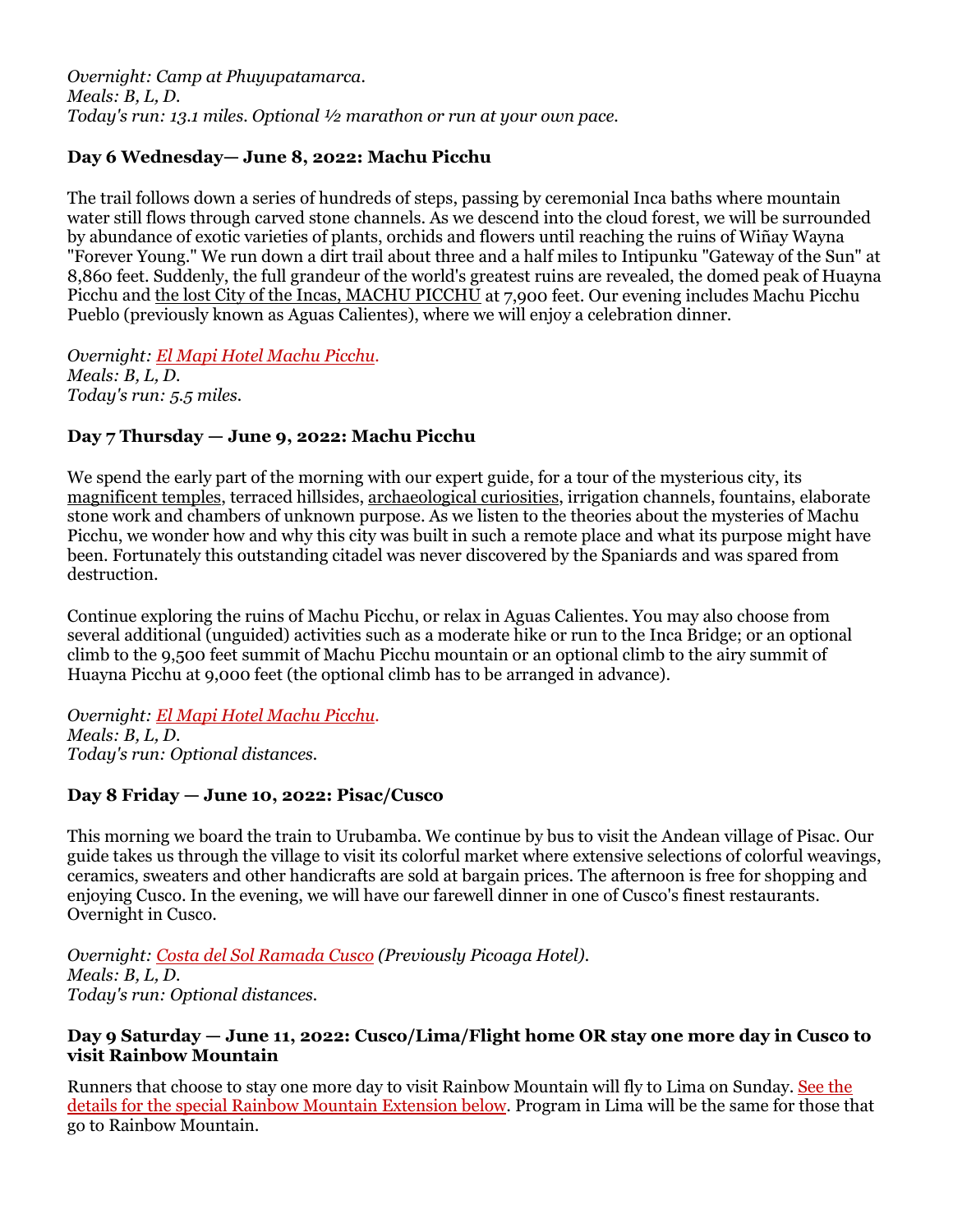*Overnight: Camp at Phuyupatamarca.*
*Meals: B, L, D.*
*Today's run: 13.1 miles. Optional ½ marathon or run at your own pace.*

### Day 6 Wednesday— June 8, 2022: Machu Picchu

The trail follows down a series of hundreds of steps, passing by ceremonial Inca baths where mountain water still flows through carved stone channels. As we descend into the cloud forest, we will be surrounded by abundance of exotic varieties of plants, orchids and flowers until reaching the ruins of Wiñay Wayna "Forever Young." We run down a dirt trail about three and a half miles to Intipunku "Gateway of the Sun" at 8,860 feet. Suddenly, the full grandeur of the world's greatest ruins are revealed, the domed peak of Huayna Picchu and the lost City of the Incas, MACHU PICCHU at 7,900 feet. Our evening includes Machu Picchu Pueblo (previously known as Aguas Calientes), where we will enjoy a celebration dinner.

*Overnight: El Mapi Hotel Machu Picchu.*
*Meals: B, L, D.*
*Today's run: 5.5 miles.*

### Day 7 Thursday — June 9, 2022: Machu Picchu

We spend the early part of the morning with our expert guide, for a tour of the mysterious city, its magnificent temples, terraced hillsides, archaeological curiosities, irrigation channels, fountains, elaborate stone work and chambers of unknown purpose. As we listen to the theories about the mysteries of Machu Picchu, we wonder how and why this city was built in such a remote place and what its purpose might have been. Fortunately this outstanding citadel was never discovered by the Spaniards and was spared from destruction.

Continue exploring the ruins of Machu Picchu, or relax in Aguas Calientes. You may also choose from several additional (unguided) activities such as a moderate hike or run to the Inca Bridge; or an optional climb to the 9,500 feet summit of Machu Picchu mountain or an optional climb to the airy summit of Huayna Picchu at 9,000 feet (the optional climb has to be arranged in advance).

*Overnight: El Mapi Hotel Machu Picchu.*
*Meals: B, L, D.*
*Today's run: Optional distances.*

### Day 8 Friday — June 10, 2022: Pisac/Cusco

This morning we board the train to Urubamba. We continue by bus to visit the Andean village of Pisac. Our guide takes us through the village to visit its colorful market where extensive selections of colorful weavings, ceramics, sweaters and other handicrafts are sold at bargain prices. The afternoon is free for shopping and enjoying Cusco. In the evening, we will have our farewell dinner in one of Cusco's finest restaurants. Overnight in Cusco.

*Overnight: Costa del Sol Ramada Cusco (Previously Picoaga Hotel).*
*Meals: B, L, D.*
*Today's run: Optional distances.*

### Day 9 Saturday — June 11, 2022: Cusco/Lima/Flight home OR stay one more day in Cusco to visit Rainbow Mountain

Runners that choose to stay one more day to visit Rainbow Mountain will fly to Lima on Sunday. See the details for the special Rainbow Mountain Extension below. Program in Lima will be the same for those that go to Rainbow Mountain.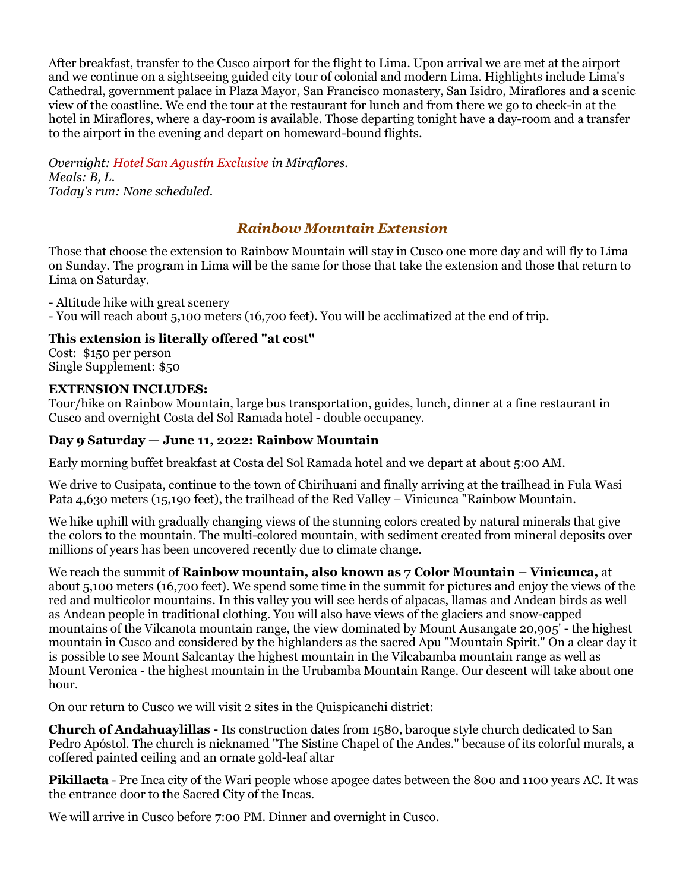After breakfast, transfer to the Cusco airport for the flight to Lima. Upon arrival we are met at the airport and we continue on a sightseeing guided city tour of colonial and modern Lima. Highlights include Lima's Cathedral, government palace in Plaza Mayor, San Francisco monastery, San Isidro, Miraflores and a scenic view of the coastline. We end the tour at the restaurant for lunch and from there we go to check-in at the hotel in Miraflores, where a day-room is available. Those departing tonight have a day-room and a transfer to the airport in the evening and depart on homeward-bound flights.

*Overnight: Hotel San Agustín Exclusive in Miraflores.*
*Meals: B, L.*
*Today's run: None scheduled.*

## *Rainbow Mountain Extension*

Those that choose the extension to Rainbow Mountain will stay in Cusco one more day and will fly to Lima on Sunday. The program in Lima will be the same for those that take the extension and those that return to Lima on Saturday.

- Altitude hike with great scenery
- You will reach about 5,100 meters (16,700 feet). You will be acclimatized at the end of trip.

**This extension is literally offered "at cost"**
Cost: $150 per person
Single Supplement: $50

**EXTENSION INCLUDES:**
Tour/hike on Rainbow Mountain, large bus transportation, guides, lunch, dinner at a fine restaurant in Cusco and overnight Costa del Sol Ramada hotel - double occupancy.

### Day 9 Saturday — June 11, 2022: Rainbow Mountain

Early morning buffet breakfast at Costa del Sol Ramada hotel and we depart at about 5:00 AM.

We drive to Cusipata, continue to the town of Chirihuani and finally arriving at the trailhead in Fula Wasi Pata 4,630 meters (15,190 feet), the trailhead of the Red Valley – Vinicunca "Rainbow Mountain.

We hike uphill with gradually changing views of the stunning colors created by natural minerals that give the colors to the mountain. The multi-colored mountain, with sediment created from mineral deposits over millions of years has been uncovered recently due to climate change.

We reach the summit of **Rainbow mountain, also known as 7 Color Mountain – Vinicunca,** at about 5,100 meters (16,700 feet). We spend some time in the summit for pictures and enjoy the views of the red and multicolor mountains. In this valley you will see herds of alpacas, llamas and Andean birds as well as Andean people in traditional clothing. You will also have views of the glaciers and snow-capped mountains of the Vilcanota mountain range, the view dominated by Mount Ausangate 20,905' - the highest mountain in Cusco and considered by the highlanders as the sacred Apu "Mountain Spirit." On a clear day it is possible to see Mount Salcantay the highest mountain in the Vilcabamba mountain range as well as Mount Veronica - the highest mountain in the Urubamba Mountain Range. Our descent will take about one hour.

On our return to Cusco we will visit 2 sites in the Quispicanchi district:

**Church of Andahuaylillas -** Its construction dates from 1580, baroque style church dedicated to San Pedro Apóstol. The church is nicknamed "The Sistine Chapel of the Andes." because of its colorful murals, a coffered painted ceiling and an ornate gold-leaf altar

**Pikillacta** - Pre Inca city of the Wari people whose apogee dates between the 800 and 1100 years AC. It was the entrance door to the Sacred City of the Incas.

We will arrive in Cusco before 7:00 PM. Dinner and overnight in Cusco.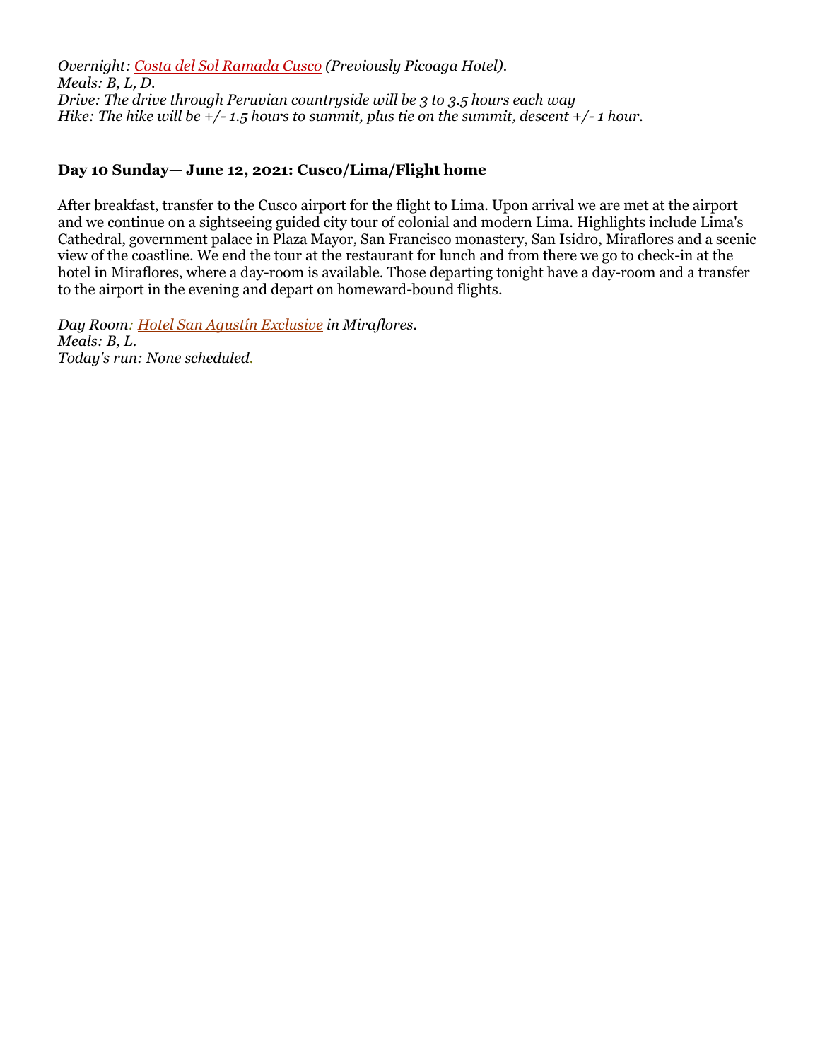*Overnight: [Costa del Sol Ramada Cusco](Costa del Sol Ramada Cusco) (Previously Picoaga Hotel).*
*Meals: B, L, D.*
*Drive: The drive through Peruvian countryside will be 3 to 3.5 hours each way*
*Hike: The hike will be +/- 1.5 hours to summit, plus tie on the summit, descent +/- 1 hour.*

**Day 10 Sunday— June 12, 2021: Cusco/Lima/Flight home**

After breakfast, transfer to the Cusco airport for the flight to Lima. Upon arrival we are met at the airport and we continue on a sightseeing guided city tour of colonial and modern Lima. Highlights include Lima's Cathedral, government palace in Plaza Mayor, San Francisco monastery, San Isidro, Miraflores and a scenic view of the coastline. We end the tour at the restaurant for lunch and from there we go to check-in at the hotel in Miraflores, where a day-room is available. Those departing tonight have a day-room and a transfer to the airport in the evening and depart on homeward-bound flights.

*Day Room: Hotel San Agustín Exclusive in Miraflores.*
*Meals: B, L.*
*Today's run: None scheduled.*